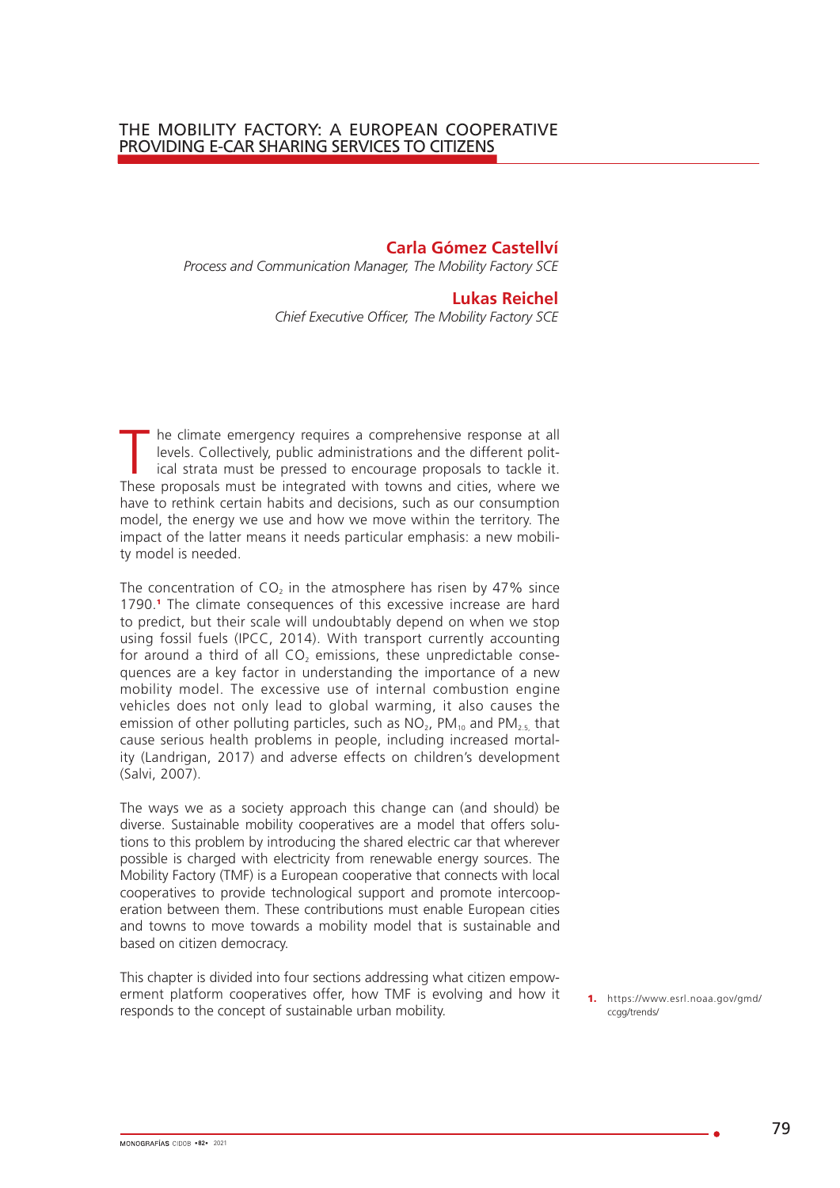# THE MOBILITY FACTORY: A EUROPEAN COOPERATIVE PROVIDING E-CAR SHARING SERVICES TO CITIZENS

**Carla Gómez Castellví**
*Process and Communication Manager, The Mobility Factory SCE*

**Lukas Reichel**
*Chief Executive Officer, The Mobility Factory SCE*

The climate emergency requires a comprehensive response at all levels. Collectively, public administrations and the different political strata must be pressed to encourage proposals to tackle it. These proposals must be integrated with towns and cities, where we have to rethink certain habits and decisions, such as our consumption model, the energy we use and how we move within the territory. The impact of the latter means it needs particular emphasis: a new mobility model is needed.

The concentration of $CO_2$ in the atmosphere has risen by 47% since 1790.[1] The climate consequences of this excessive increase are hard to predict, but their scale will undoubtably depend on when we stop using fossil fuels (IPCC, 2014). With transport currently accounting for around a third of all $CO_2$ emissions, these unpredictable consequences are a key factor in understanding the importance of a new mobility model. The excessive use of internal combustion engine vehicles does not only lead to global warming, it also causes the emission of other polluting particles, such as $NO_2$, $PM_{10}$ and $PM_{2.5}$ that cause serious health problems in people, including increased mortality (Landrigan, 2017) and adverse effects on children's development (Salvi, 2007).

The ways we as a society approach this change can (and should) be diverse. Sustainable mobility cooperatives are a model that offers solutions to this problem by introducing the shared electric car that wherever possible is charged with electricity from renewable energy sources. The Mobility Factory (TMF) is a European cooperative that connects with local cooperatives to provide technological support and promote intercooperation between them. These contributions must enable European cities and towns to move towards a mobility model that is sustainable and based on citizen democracy.

This chapter is divided into four sections addressing what citizen empowerment platform cooperatives offer, how TMF is evolving and how it responds to the concept of sustainable urban mobility.

1. https://www.esrl.noaa.gov/gmd/ccgg/trends/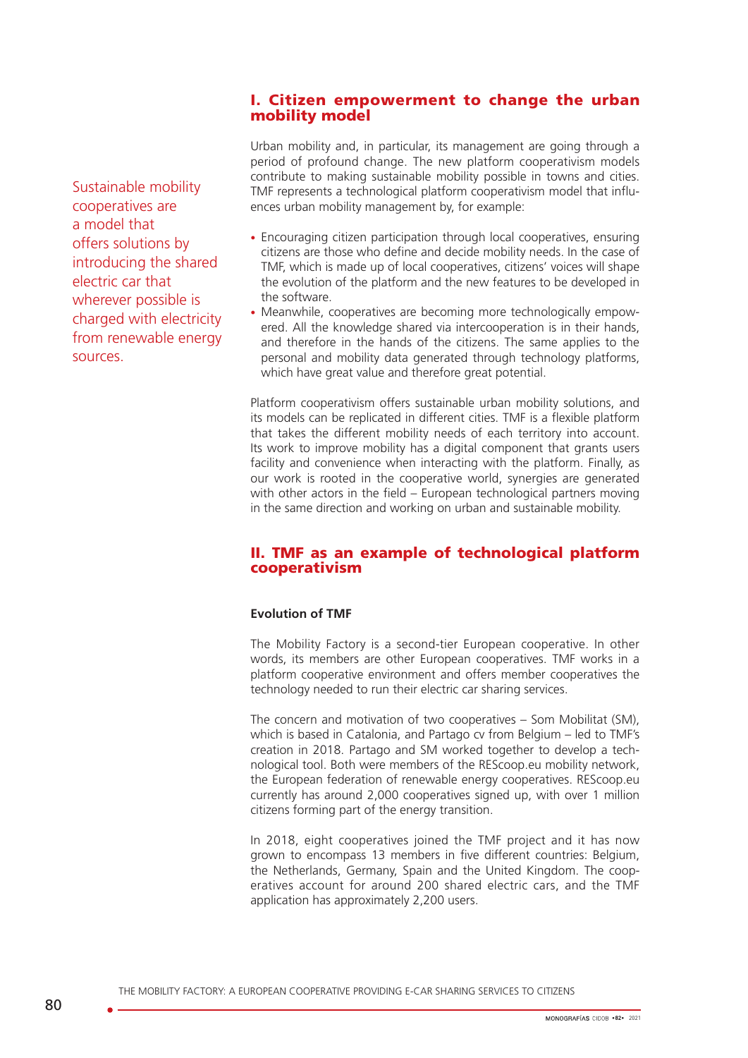## I. Citizen empowerment to change the urban mobility model

Urban mobility and, in particular, its management are going through a period of profound change. The new platform cooperativism models contribute to making sustainable mobility possible in towns and cities. TMF represents a technological platform cooperativism model that influences urban mobility management by, for example:

Sustainable mobility cooperatives are a model that offers solutions by introducing the shared electric car that wherever possible is charged with electricity from renewable energy sources.

- Encouraging citizen participation through local cooperatives, ensuring citizens are those who define and decide mobility needs. In the case of TMF, which is made up of local cooperatives, citizens' voices will shape the evolution of the platform and the new features to be developed in the software.
- Meanwhile, cooperatives are becoming more technologically empowered. All the knowledge shared via intercooperation is in their hands, and therefore in the hands of the citizens. The same applies to the personal and mobility data generated through technology platforms, which have great value and therefore great potential.

Platform cooperativism offers sustainable urban mobility solutions, and its models can be replicated in different cities. TMF is a flexible platform that takes the different mobility needs of each territory into account. Its work to improve mobility has a digital component that grants users facility and convenience when interacting with the platform. Finally, as our work is rooted in the cooperative world, synergies are generated with other actors in the field – European technological partners moving in the same direction and working on urban and sustainable mobility.

## II. TMF as an example of technological platform cooperativism

**Evolution of TMF**

The Mobility Factory is a second-tier European cooperative. In other words, its members are other European cooperatives. TMF works in a platform cooperative environment and offers member cooperatives the technology needed to run their electric car sharing services.

The concern and motivation of two cooperatives – Som Mobilitat (SM), which is based in Catalonia, and Partago cv from Belgium – led to TMF's creation in 2018. Partago and SM worked together to develop a technological tool. Both were members of the REScoop.eu mobility network, the European federation of renewable energy cooperatives. REScoop.eu currently has around 2,000 cooperatives signed up, with over 1 million citizens forming part of the energy transition.

In 2018, eight cooperatives joined the TMF project and it has now grown to encompass 13 members in five different countries: Belgium, the Netherlands, Germany, Spain and the United Kingdom. The cooperatives account for around 200 shared electric cars, and the TMF application has approximately 2,200 users.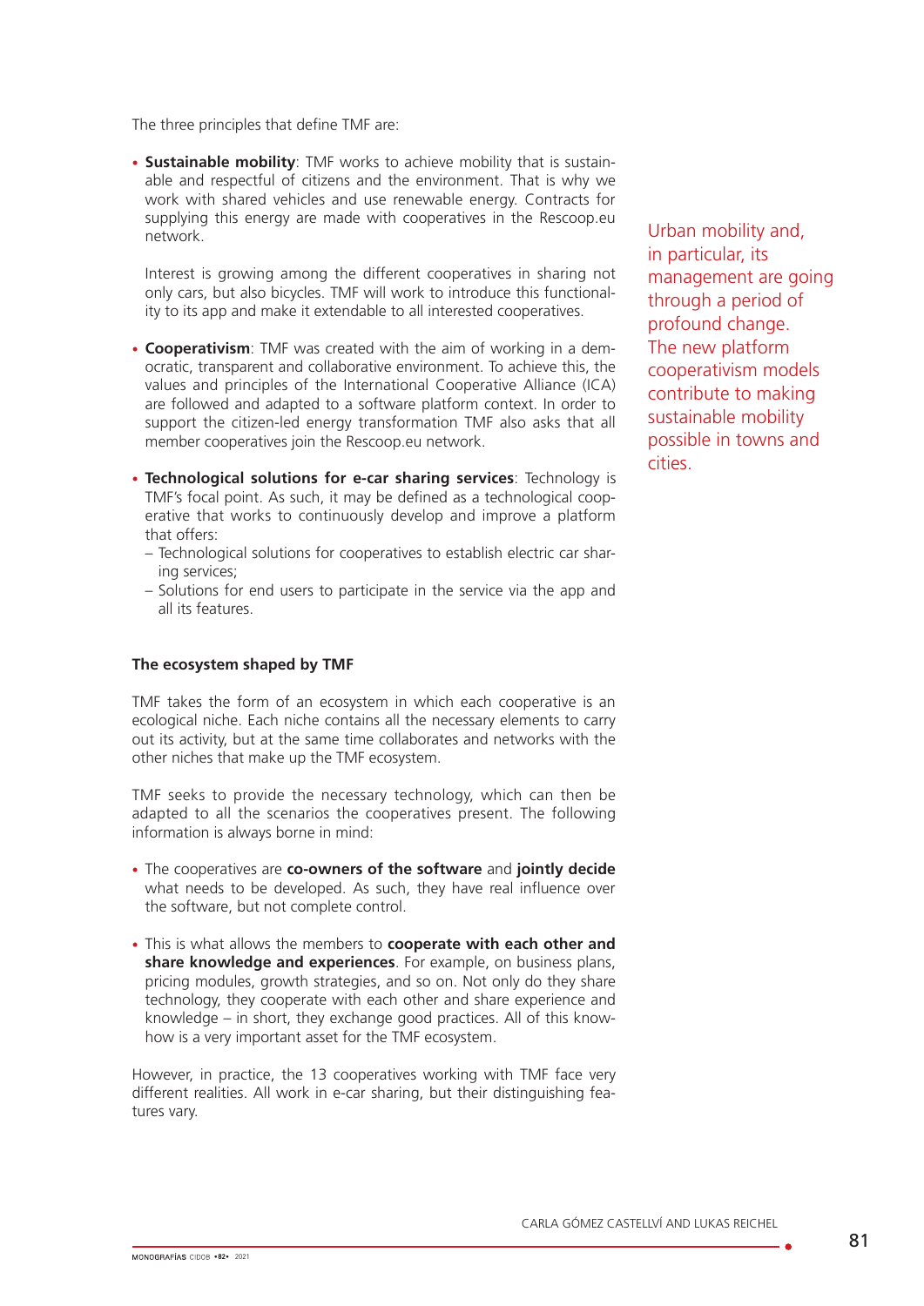The three principles that define TMF are:

- **Sustainable mobility**: TMF works to achieve mobility that is sustainable and respectful of citizens and the environment. That is why we work with shared vehicles and use renewable energy. Contracts for supplying this energy are made with cooperatives in the Rescoop.eu network.

  Interest is growing among the different cooperatives in sharing not only cars, but also bicycles. TMF will work to introduce this functionality to its app and make it extendable to all interested cooperatives.

- **Cooperativism**: TMF was created with the aim of working in a democratic, transparent and collaborative environment. To achieve this, the values and principles of the International Cooperative Alliance (ICA) are followed and adapted to a software platform context. In order to support the citizen-led energy transformation TMF also asks that all member cooperatives join the Rescoop.eu network.

- **Technological solutions for e-car sharing services**: Technology is TMF's focal point. As such, it may be defined as a technological cooperative that works to continuously develop and improve a platform that offers:
  - Technological solutions for cooperatives to establish electric car sharing services;
  - Solutions for end users to participate in the service via the app and all its features.

Urban mobility and, in particular, its management are going through a period of profound change. The new platform cooperativism models contribute to making sustainable mobility possible in towns and cities.

### The ecosystem shaped by TMF

TMF takes the form of an ecosystem in which each cooperative is an ecological niche. Each niche contains all the necessary elements to carry out its activity, but at the same time collaborates and networks with the other niches that make up the TMF ecosystem.

TMF seeks to provide the necessary technology, which can then be adapted to all the scenarios the cooperatives present. The following information is always borne in mind:

- The cooperatives are **co-owners of the software** and **jointly decide** what needs to be developed. As such, they have real influence over the software, but not complete control.

- This is what allows the members to **cooperate with each other and share knowledge and experiences**. For example, on business plans, pricing modules, growth strategies, and so on. Not only do they share technology, they cooperate with each other and share experience and knowledge – in short, they exchange good practices. All of this know-how is a very important asset for the TMF ecosystem.

However, in practice, the 13 cooperatives working with TMF face very different realities. All work in e-car sharing, but their distinguishing features vary.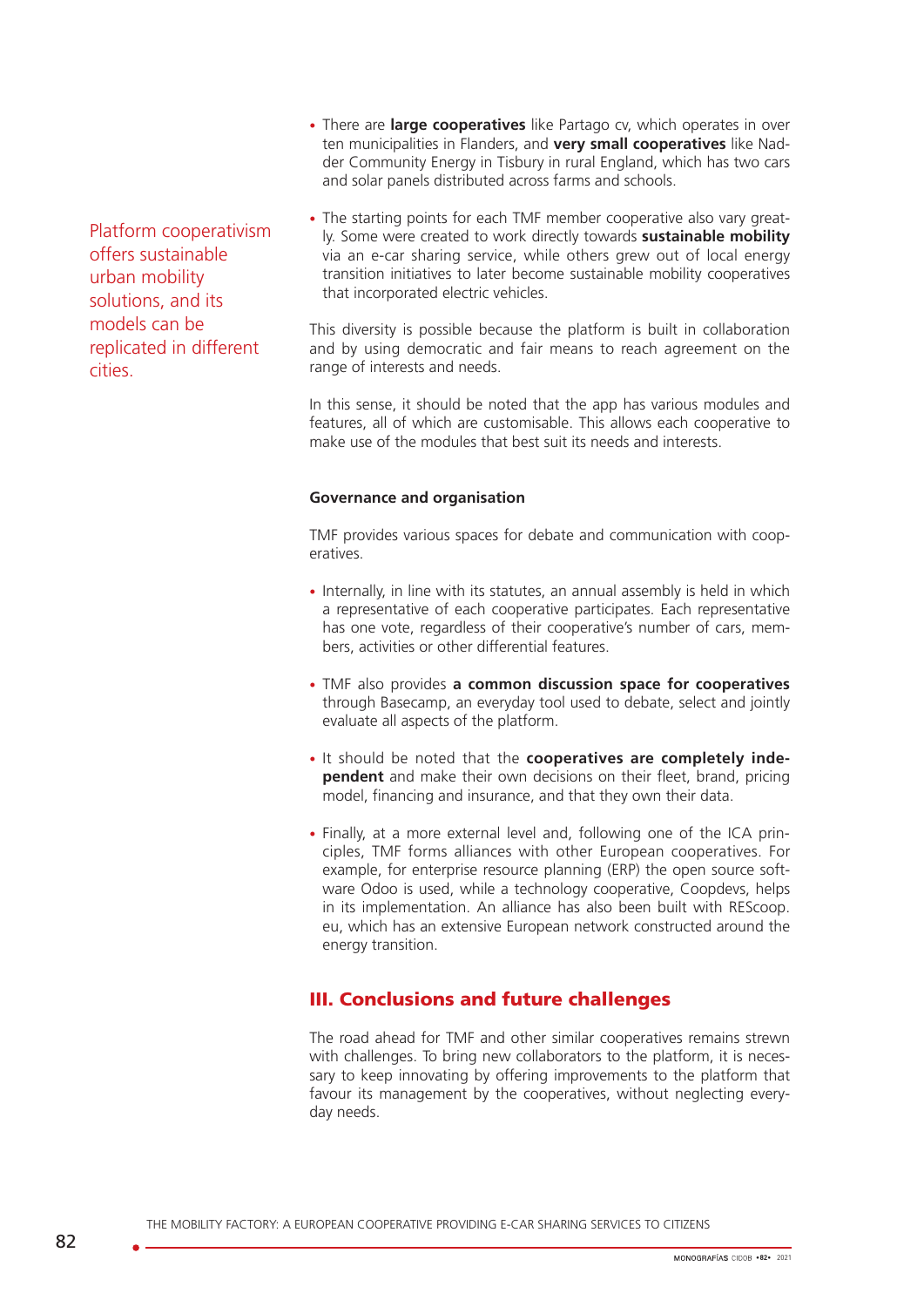- There are **large cooperatives** like Partago cv, which operates in over ten municipalities in Flanders, and **very small cooperatives** like Nadder Community Energy in Tisbury in rural England, which has two cars and solar panels distributed across farms and schools.

- The starting points for each TMF member cooperative also vary greatly. Some were created to work directly towards **sustainable mobility** via an e-car sharing service, while others grew out of local energy transition initiatives to later become sustainable mobility cooperatives that incorporated electric vehicles.

Platform cooperativism offers sustainable urban mobility solutions, and its models can be replicated in different cities.

This diversity is possible because the platform is built in collaboration and by using democratic and fair means to reach agreement on the range of interests and needs.

In this sense, it should be noted that the app has various modules and features, all of which are customisable. This allows each cooperative to make use of the modules that best suit its needs and interests.

#### Governance and organisation

TMF provides various spaces for debate and communication with cooperatives.

- Internally, in line with its statutes, an annual assembly is held in which a representative of each cooperative participates. Each representative has one vote, regardless of their cooperative's number of cars, members, activities or other differential features.

- TMF also provides **a common discussion space for cooperatives** through Basecamp, an everyday tool used to debate, select and jointly evaluate all aspects of the platform.

- It should be noted that the **cooperatives are completely independent** and make their own decisions on their fleet, brand, pricing model, financing and insurance, and that they own their data.

- Finally, at a more external level and, following one of the ICA principles, TMF forms alliances with other European cooperatives. For example, for enterprise resource planning (ERP) the open source software Odoo is used, while a technology cooperative, Coopdevs, helps in its implementation. An alliance has also been built with REScoop.eu, which has an extensive European network constructed around the energy transition.

## III. Conclusions and future challenges

The road ahead for TMF and other similar cooperatives remains strewn with challenges. To bring new collaborators to the platform, it is necessary to keep innovating by offering improvements to the platform that favour its management by the cooperatives, without neglecting everyday needs.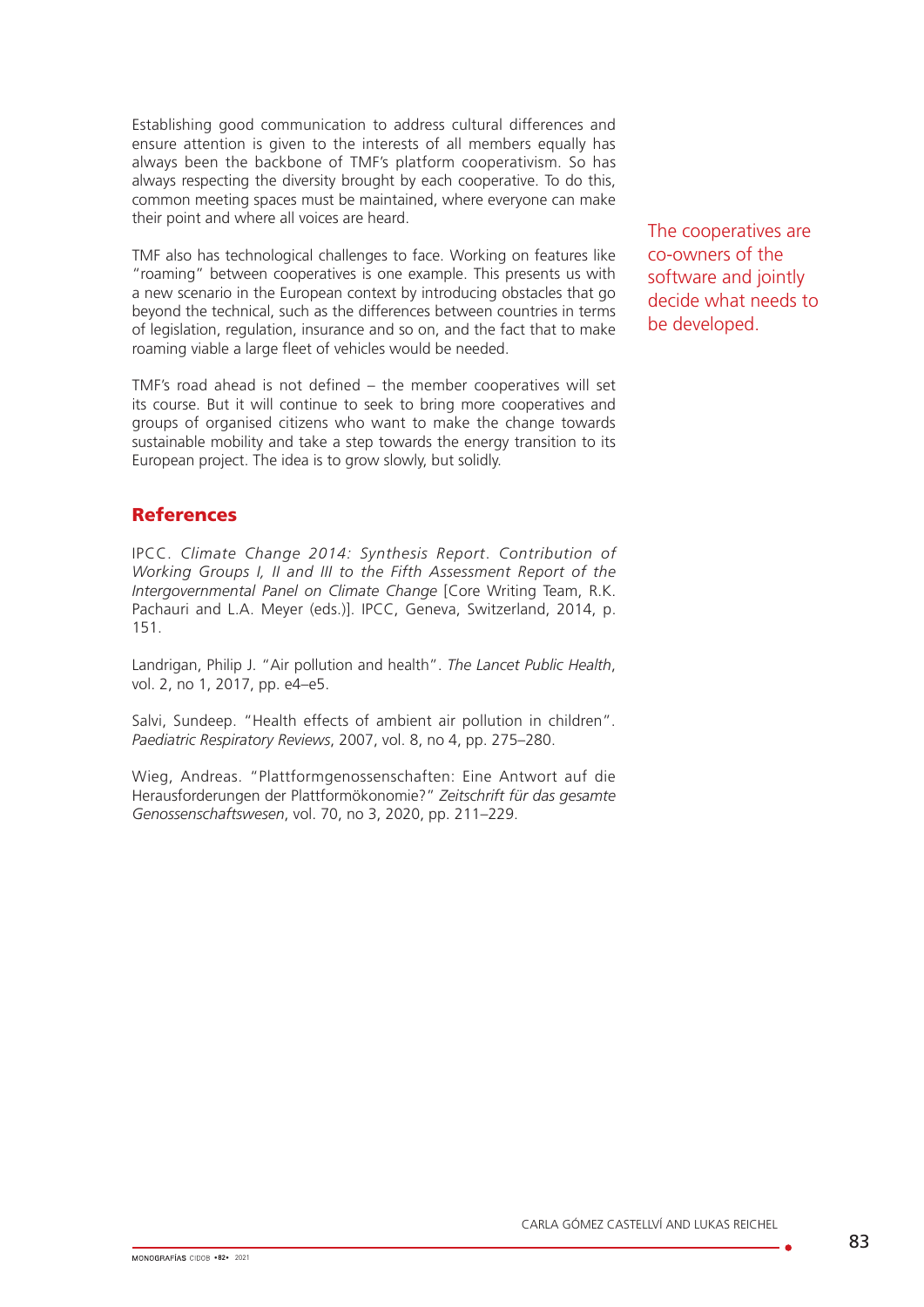Establishing good communication to address cultural differences and ensure attention is given to the interests of all members equally has always been the backbone of TMF's platform cooperativism. So has always respecting the diversity brought by each cooperative. To do this, common meeting spaces must be maintained, where everyone can make their point and where all voices are heard.

The cooperatives are co-owners of the software and jointly decide what needs to be developed.

TMF also has technological challenges to face. Working on features like "roaming" between cooperatives is one example. This presents us with a new scenario in the European context by introducing obstacles that go beyond the technical, such as the differences between countries in terms of legislation, regulation, insurance and so on, and the fact that to make roaming viable a large fleet of vehicles would be needed.

TMF's road ahead is not defined – the member cooperatives will set its course. But it will continue to seek to bring more cooperatives and groups of organised citizens who want to make the change towards sustainable mobility and take a step towards the energy transition to its European project. The idea is to grow slowly, but solidly.

## References

IPCC. *Climate Change 2014: Synthesis Report. Contribution of Working Groups I, II and III to the Fifth Assessment Report of the Intergovernmental Panel on Climate Change* [Core Writing Team, R.K. Pachauri and L.A. Meyer (eds.)]. IPCC, Geneva, Switzerland, 2014, p. 151.

Landrigan, Philip J. "Air pollution and health". *The Lancet Public Health*, vol. 2, no 1, 2017, pp. e4–e5.

Salvi, Sundeep. "Health effects of ambient air pollution in children". *Paediatric Respiratory Reviews*, 2007, vol. 8, no 4, pp. 275–280.

Wieg, Andreas. "Plattformgenossenschaften: Eine Antwort auf die Herausforderungen der Plattformökonomie?" *Zeitschrift für das gesamte Genossenschaftswesen*, vol. 70, no 3, 2020, pp. 211–229.